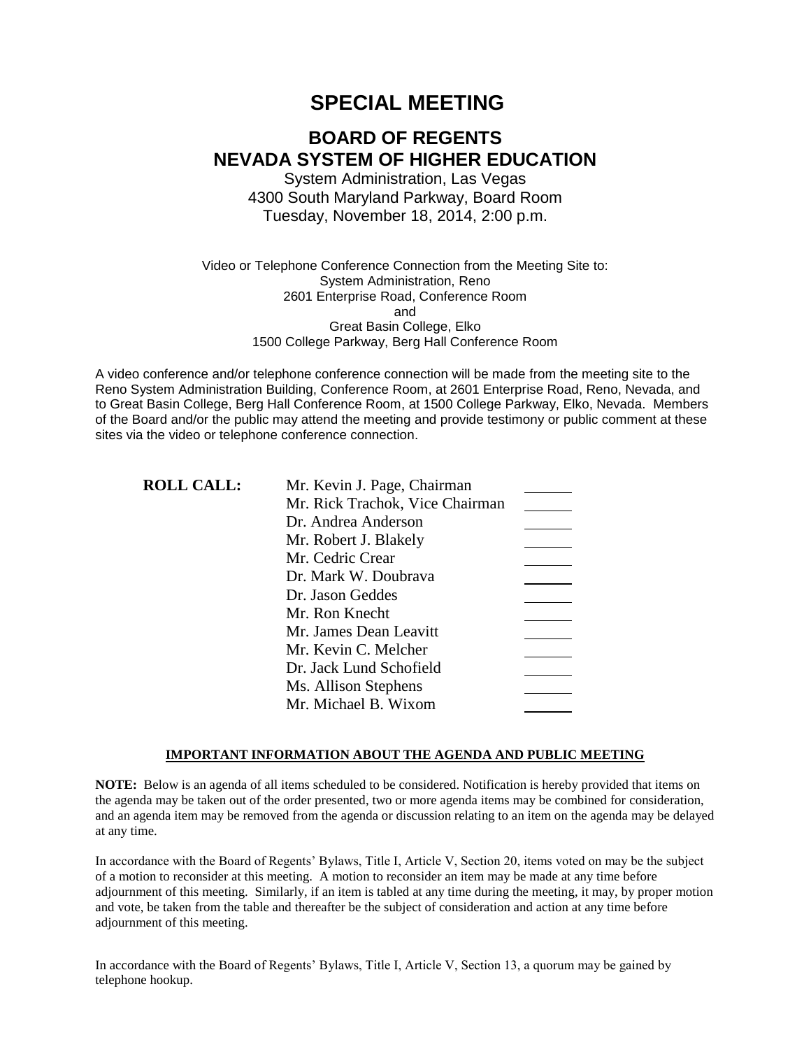# SPECIAL MEETING

## BOARD OF REGENTS
## NEVADA SYSTEM OF HIGHER EDUCATION

System Administration, Las Vegas
4300 South Maryland Parkway, Board Room
Tuesday, November 18, 2014, 2:00 p.m.

Video or Telephone Conference Connection from the Meeting Site to:
System Administration, Reno
2601 Enterprise Road, Conference Room
and
Great Basin College, Elko
1500 College Parkway, Berg Hall Conference Room

A video conference and/or telephone conference connection will be made from the meeting site to the Reno System Administration Building, Conference Room, at 2601 Enterprise Road, Reno, Nevada, and to Great Basin College, Berg Hall Conference Room, at 1500 College Parkway, Elko, Nevada. Members of the Board and/or the public may attend the meeting and provide testimony or public comment at these sites via the video or telephone conference connection.

**ROLL CALL:**

| | |
|---|---|
| Mr. Kevin J. Page, Chairman | ______ |
| Mr. Rick Trachok, Vice Chairman | ______ |
| Dr. Andrea Anderson | ______ |
| Mr. Robert J. Blakely | ______ |
| Mr. Cedric Crear | ______ |
| Dr. Mark W. Doubrava | ______ |
| Dr. Jason Geddes | ______ |
| Mr. Ron Knecht | ______ |
| Mr. James Dean Leavitt | ______ |
| Mr. Kevin C. Melcher | ______ |
| Dr. Jack Lund Schofield | ______ |
| Ms. Allison Stephens | ______ |
| Mr. Michael B. Wixom | ______ |

**IMPORTANT INFORMATION ABOUT THE AGENDA AND PUBLIC MEETING**

**NOTE:** Below is an agenda of all items scheduled to be considered. Notification is hereby provided that items on the agenda may be taken out of the order presented, two or more agenda items may be combined for consideration, and an agenda item may be removed from the agenda or discussion relating to an item on the agenda may be delayed at any time.

In accordance with the Board of Regents' Bylaws, Title I, Article V, Section 20, items voted on may be the subject of a motion to reconsider at this meeting. A motion to reconsider an item may be made at any time before adjournment of this meeting. Similarly, if an item is tabled at any time during the meeting, it may, by proper motion and vote, be taken from the table and thereafter be the subject of consideration and action at any time before adjournment of this meeting.

In accordance with the Board of Regents' Bylaws, Title I, Article V, Section 13, a quorum may be gained by telephone hookup.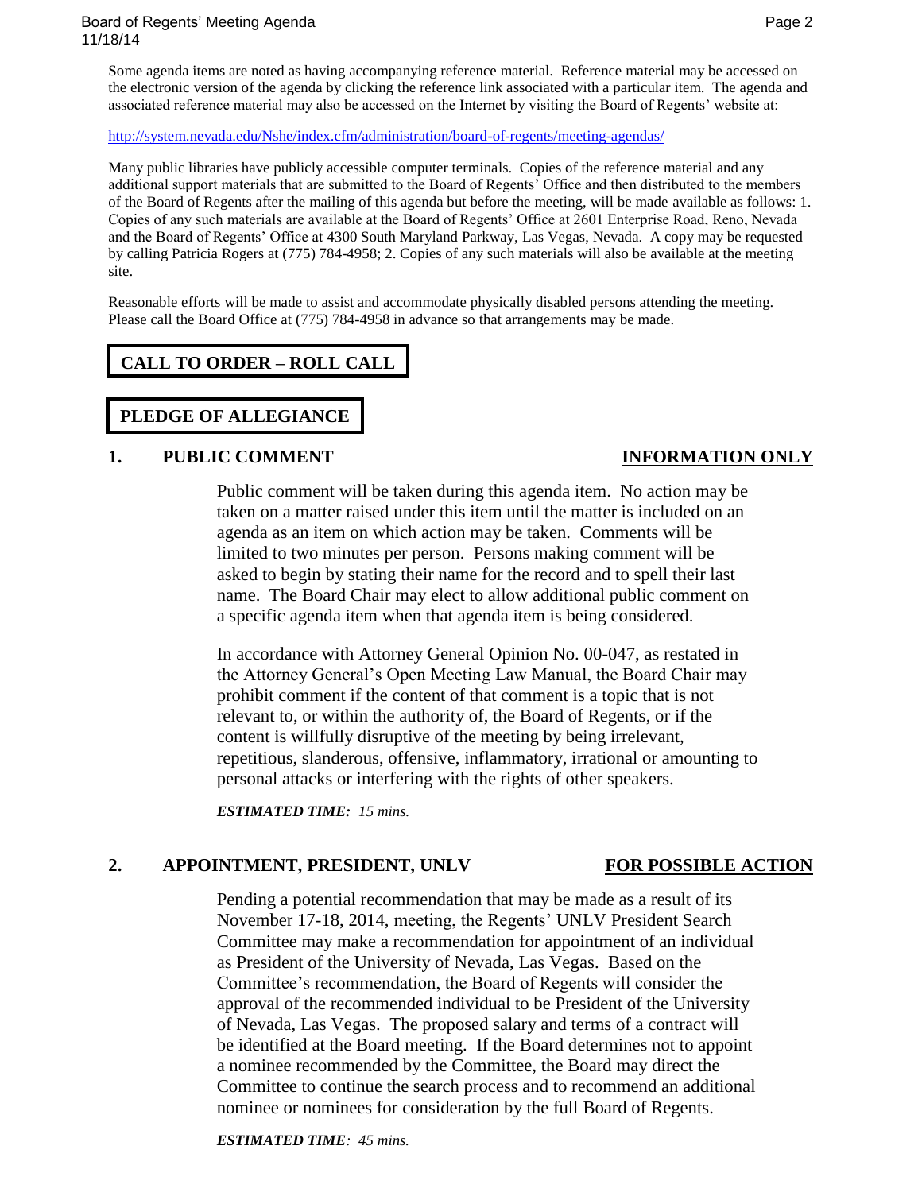Some agenda items are noted as having accompanying reference material. Reference material may be accessed on the electronic version of the agenda by clicking the reference link associated with a particular item. The agenda and associated reference material may also be accessed on the Internet by visiting the Board of Regents' website at:

http://system.nevada.edu/Nshe/index.cfm/administration/board-of-regents/meeting-agendas/

Many public libraries have publicly accessible computer terminals. Copies of the reference material and any additional support materials that are submitted to the Board of Regents' Office and then distributed to the members of the Board of Regents after the mailing of this agenda but before the meeting, will be made available as follows: 1. Copies of any such materials are available at the Board of Regents' Office at 2601 Enterprise Road, Reno, Nevada and the Board of Regents' Office at 4300 South Maryland Parkway, Las Vegas, Nevada. A copy may be requested by calling Patricia Rogers at (775) 784-4958; 2. Copies of any such materials will also be available at the meeting site.

Reasonable efforts will be made to assist and accommodate physically disabled persons attending the meeting. Please call the Board Office at (775) 784-4958 in advance so that arrangements may be made.

## CALL TO ORDER – ROLL CALL

## PLEDGE OF ALLEGIANCE

### 1. PUBLIC COMMENT — INFORMATION ONLY

Public comment will be taken during this agenda item. No action may be taken on a matter raised under this item until the matter is included on an agenda as an item on which action may be taken. Comments will be limited to two minutes per person. Persons making comment will be asked to begin by stating their name for the record and to spell their last name. The Board Chair may elect to allow additional public comment on a specific agenda item when that agenda item is being considered.

In accordance with Attorney General Opinion No. 00-047, as restated in the Attorney General's Open Meeting Law Manual, the Board Chair may prohibit comment if the content of that comment is a topic that is not relevant to, or within the authority of, the Board of Regents, or if the content is willfully disruptive of the meeting by being irrelevant, repetitious, slanderous, offensive, inflammatory, irrational or amounting to personal attacks or interfering with the rights of other speakers.

***ESTIMATED TIME:*** *15 mins.*

### 2. APPOINTMENT, PRESIDENT, UNLV — FOR POSSIBLE ACTION

Pending a potential recommendation that may be made as a result of its November 17-18, 2014, meeting, the Regents' UNLV President Search Committee may make a recommendation for appointment of an individual as President of the University of Nevada, Las Vegas. Based on the Committee's recommendation, the Board of Regents will consider the approval of the recommended individual to be President of the University of Nevada, Las Vegas. The proposed salary and terms of a contract will be identified at the Board meeting. If the Board determines not to appoint a nominee recommended by the Committee, the Board may direct the Committee to continue the search process and to recommend an additional nominee or nominees for consideration by the full Board of Regents.

***ESTIMATED TIME****: 45 mins.*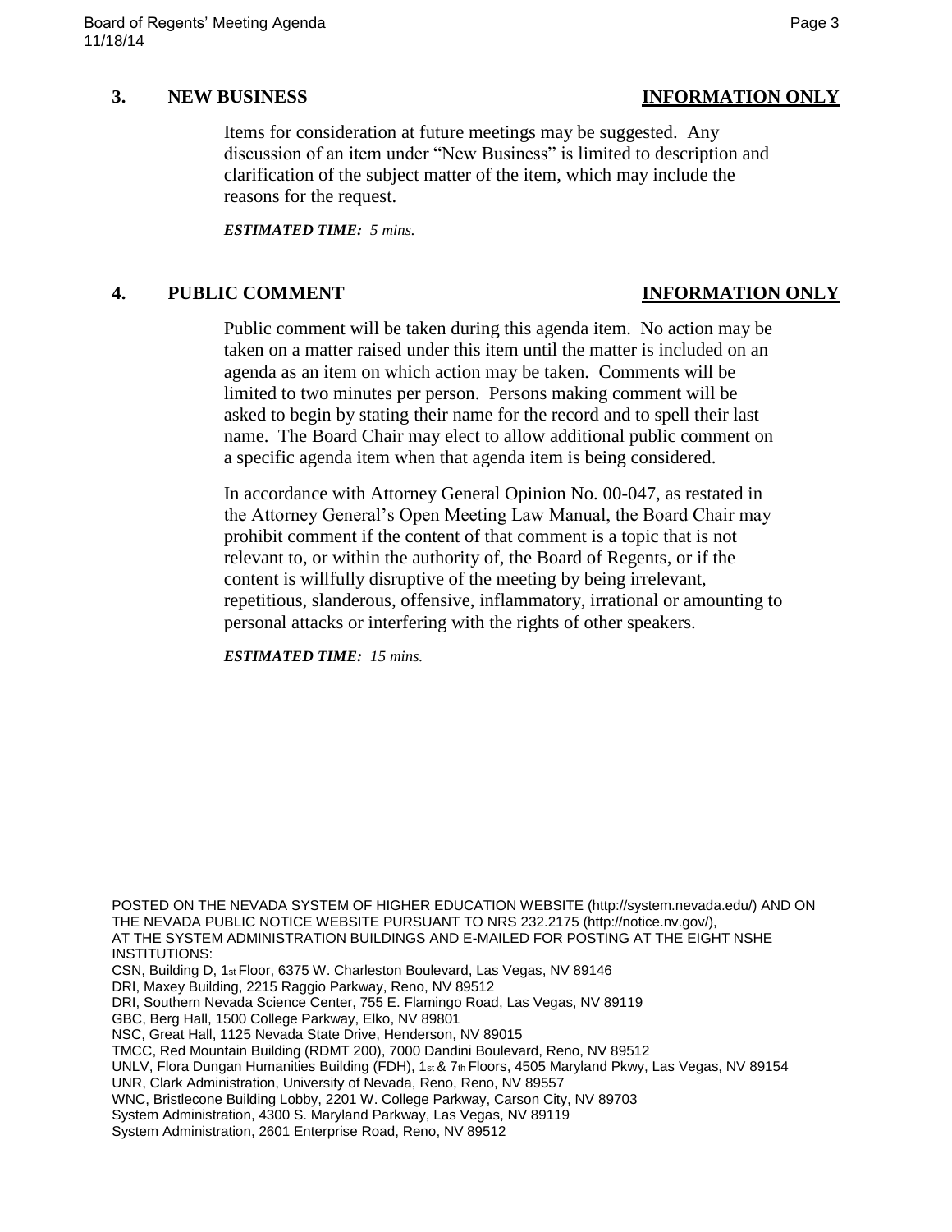## 3. NEW BUSINESS — INFORMATION ONLY

Items for consideration at future meetings may be suggested. Any discussion of an item under "New Business" is limited to description and clarification of the subject matter of the item, which may include the reasons for the request.

***ESTIMATED TIME:*** *5 mins.*

## 4. PUBLIC COMMENT — INFORMATION ONLY

Public comment will be taken during this agenda item. No action may be taken on a matter raised under this item until the matter is included on an agenda as an item on which action may be taken. Comments will be limited to two minutes per person. Persons making comment will be asked to begin by stating their name for the record and to spell their last name. The Board Chair may elect to allow additional public comment on a specific agenda item when that agenda item is being considered.

In accordance with Attorney General Opinion No. 00-047, as restated in the Attorney General's Open Meeting Law Manual, the Board Chair may prohibit comment if the content of that comment is a topic that is not relevant to, or within the authority of, the Board of Regents, or if the content is willfully disruptive of the meeting by being irrelevant, repetitious, slanderous, offensive, inflammatory, irrational or amounting to personal attacks or interfering with the rights of other speakers.

***ESTIMATED TIME:*** *15 mins.*

POSTED ON THE NEVADA SYSTEM OF HIGHER EDUCATION WEBSITE (http://system.nevada.edu/) AND ON THE NEVADA PUBLIC NOTICE WEBSITE PURSUANT TO NRS 232.2175 (http://notice.nv.gov/), AT THE SYSTEM ADMINISTRATION BUILDINGS AND E-MAILED FOR POSTING AT THE EIGHT NSHE INSTITUTIONS:

CSN, Building D, 1st Floor, 6375 W. Charleston Boulevard, Las Vegas, NV 89146
DRI, Maxey Building, 2215 Raggio Parkway, Reno, NV 89512
DRI, Southern Nevada Science Center, 755 E. Flamingo Road, Las Vegas, NV 89119
GBC, Berg Hall, 1500 College Parkway, Elko, NV 89801
NSC, Great Hall, 1125 Nevada State Drive, Henderson, NV 89015
TMCC, Red Mountain Building (RDMT 200), 7000 Dandini Boulevard, Reno, NV 89512
UNLV, Flora Dungan Humanities Building (FDH), 1st & 7th Floors, 4505 Maryland Pkwy, Las Vegas, NV 89154
UNR, Clark Administration, University of Nevada, Reno, Reno, NV 89557
WNC, Bristlecone Building Lobby, 2201 W. College Parkway, Carson City, NV 89703
System Administration, 4300 S. Maryland Parkway, Las Vegas, NV 89119
System Administration, 2601 Enterprise Road, Reno, NV 89512